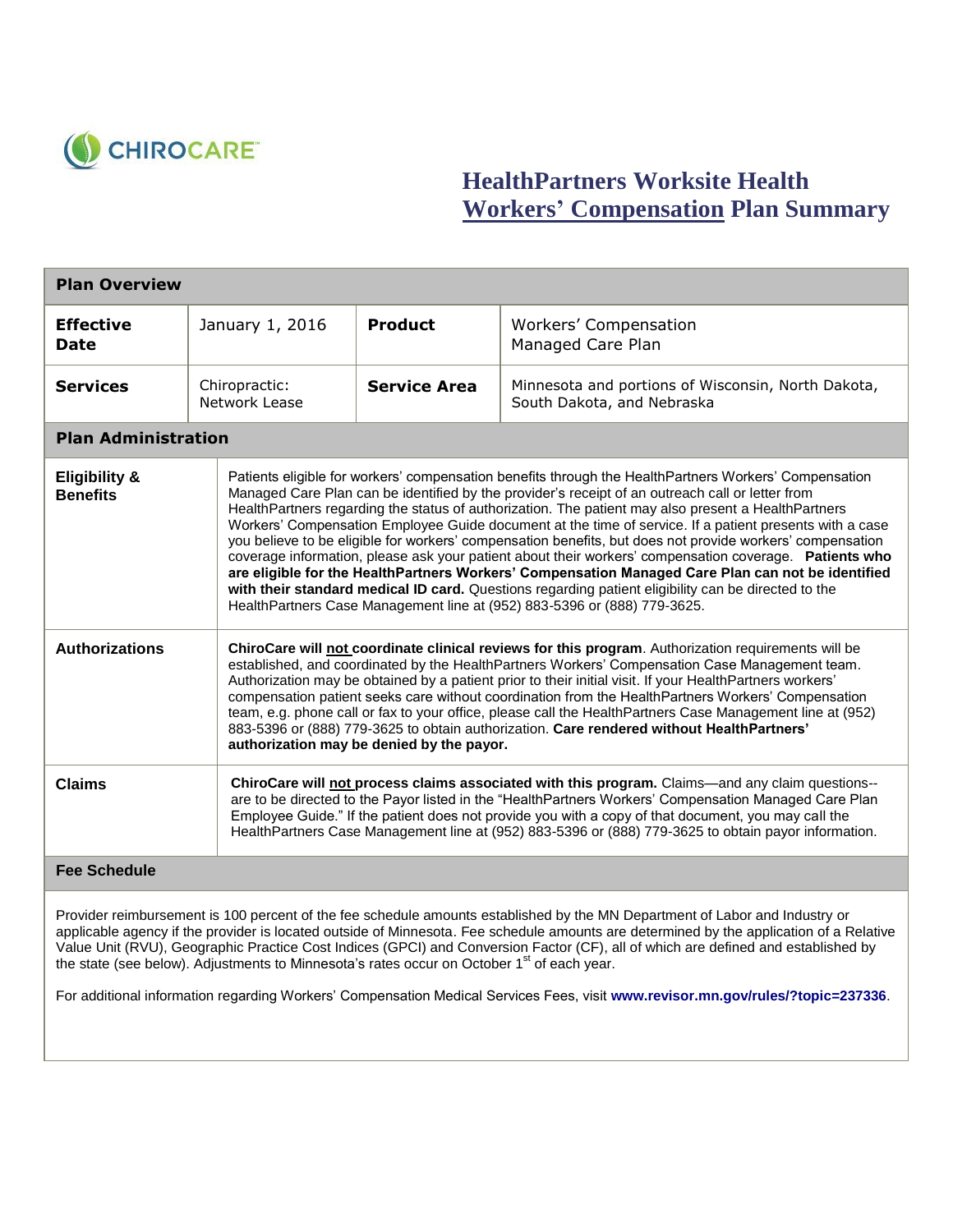CHIROCARE™

# HealthPartners Worksite Health Workers' Compensation Plan Summary

## Plan Overview

| | | | |
|---|---|---|---|
| **Effective Date** | January 1, 2016 | **Product** | Workers' Compensation Managed Care Plan |
| **Services** | Chiropractic: Network Lease | **Service Area** | Minnesota and portions of Wisconsin, North Dakota, South Dakota, and Nebraska |

## Plan Administration

| | |
|---|---|
| **Eligibility & Benefits** | Patients eligible for workers' compensation benefits through the HealthPartners Workers' Compensation Managed Care Plan can be identified by the provider's receipt of an outreach call or letter from HealthPartners regarding the status of authorization. The patient may also present a HealthPartners Workers' Compensation Employee Guide document at the time of service. If a patient presents with a case you believe to be eligible for workers' compensation benefits, but does not provide workers' compensation coverage information, please ask your patient about their workers' compensation coverage. **Patients who are eligible for the HealthPartners Workers' Compensation Managed Care Plan can not be identified with their standard medical ID card.** Questions regarding patient eligibility can be directed to the HealthPartners Case Management line at (952) 883-5396 or (888) 779-3625. |
| **Authorizations** | **ChiroCare will not coordinate clinical reviews for this program**. Authorization requirements will be established, and coordinated by the HealthPartners Workers' Compensation Case Management team. Authorization may be obtained by a patient prior to their initial visit. If your HealthPartners workers' compensation patient seeks care without coordination from the HealthPartners Workers' Compensation team, e.g. phone call or fax to your office, please call the HealthPartners Case Management line at (952) 883-5396 or (888) 779-3625 to obtain authorization. **Care rendered without HealthPartners' authorization may be denied by the payor.** |
| **Claims** | **ChiroCare will not process claims associated with this program.** Claims—and any claim questions--are to be directed to the Payor listed in the "HealthPartners Workers' Compensation Managed Care Plan Employee Guide." If the patient does not provide you with a copy of that document, you may call the HealthPartners Case Management line at (952) 883-5396 or (888) 779-3625 to obtain payor information. |

## Fee Schedule

Provider reimbursement is 100 percent of the fee schedule amounts established by the MN Department of Labor and Industry or applicable agency if the provider is located outside of Minnesota. Fee schedule amounts are determined by the application of a Relative Value Unit (RVU), Geographic Practice Cost Indices (GPCI) and Conversion Factor (CF), all of which are defined and established by the state (see below). Adjustments to Minnesota's rates occur on October 1st of each year.

For additional information regarding Workers' Compensation Medical Services Fees, visit **www.revisor.mn.gov/rules/?topic=237336**.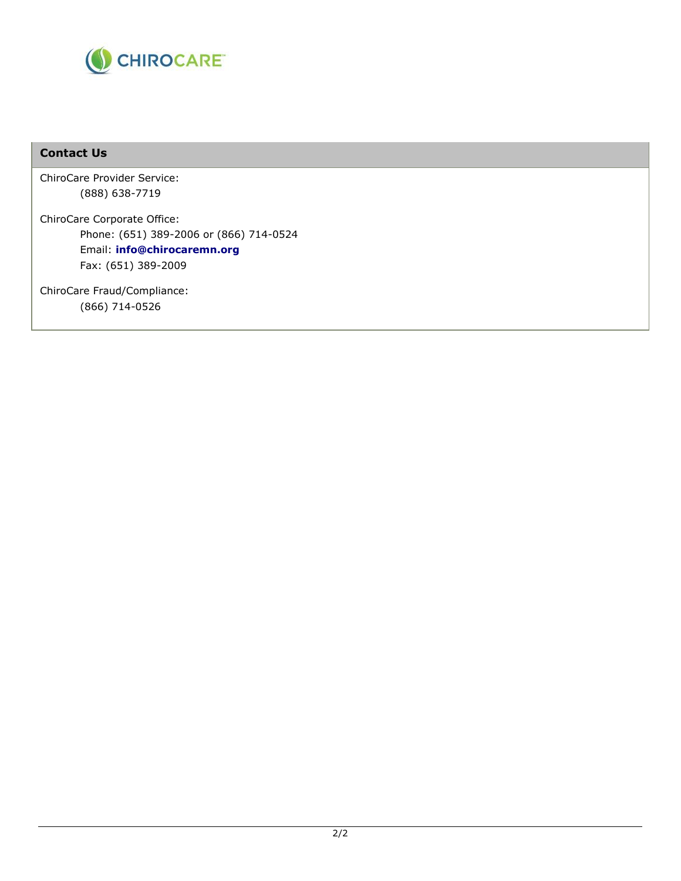CHIROCARE

## Contact Us

ChiroCare Provider Service:

(888) 638-7719

ChiroCare Corporate Office:

Phone: (651) 389-2006 or (866) 714-0524

Email: **info@chirocaremn.org**

Fax: (651) 389-2009

ChiroCare Fraud/Compliance:

(866) 714-0526